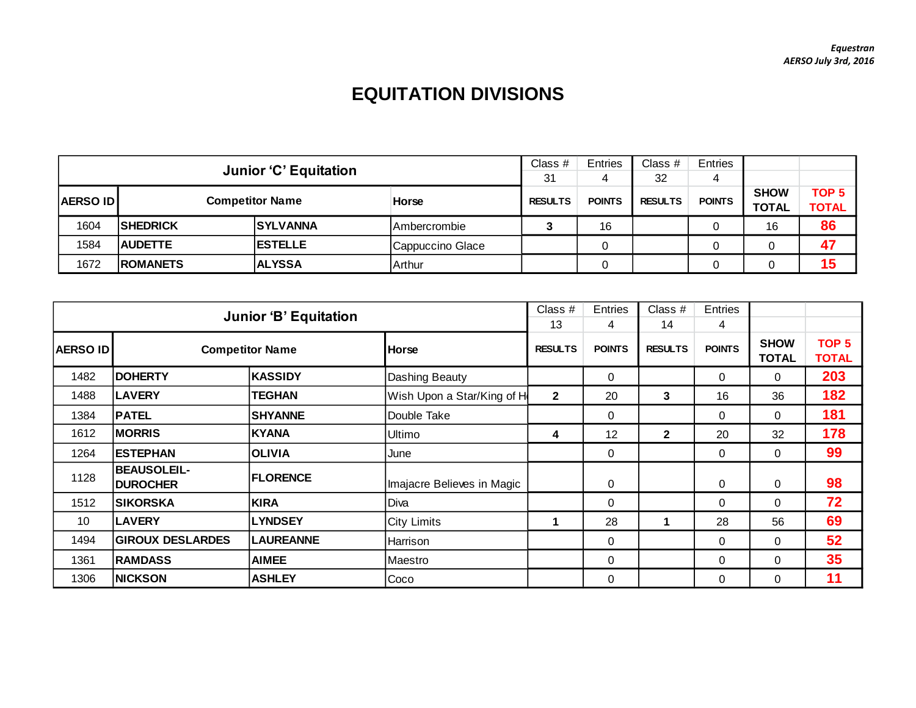*Equestran*
*AERSO July 3rd, 2016*

# EQUITATION DIVISIONS

| Junior 'C' Equitation | | | | Class # 31 | Entries 4 | Class # 32 | Entries 4 | | |
|---|---|---|---|---|---|---|---|---|---|
| AERSO ID | Competitor Name | | Horse | RESULTS | POINTS | RESULTS | POINTS | SHOW TOTAL | TOP 5 TOTAL |
| 1604 | SHEDRICK | SYLVANNA | Ambercrombie | 3 | 16 | | 0 | 16 | 86 |
| 1584 | AUDETTE | ESTELLE | Cappuccino Glace | | 0 | | 0 | 0 | 47 |
| 1672 | ROMANETS | ALYSSA | Arthur | | 0 | | 0 | 0 | 15 |

| Junior 'B' Equitation | | | | Class # 13 | Entries 4 | Class # 14 | Entries 4 | | |
|---|---|---|---|---|---|---|---|---|---|
| AERSO ID | Competitor Name | | Horse | RESULTS | POINTS | RESULTS | POINTS | SHOW TOTAL | TOP 5 TOTAL |
| 1482 | DOHERTY | KASSIDY | Dashing Beauty | | 0 | | 0 | 0 | 203 |
| 1488 | LAVERY | TEGHAN | Wish Upon a Star/King of H | 2 | 20 | 3 | 16 | 36 | 182 |
| 1384 | PATEL | SHYANNE | Double Take | | 0 | | 0 | 0 | 181 |
| 1612 | MORRIS | KYANA | Ultimo | 4 | 12 | 2 | 20 | 32 | 178 |
| 1264 | ESTEPHAN | OLIVIA | June | | 0 | | 0 | 0 | 99 |
| 1128 | BEAUSOLEIL-DUROCHER | FLORENCE | Imajacre Believes in Magic | | 0 | | 0 | 0 | 98 |
| 1512 | SIKORSKA | KIRA | Diva | | 0 | | 0 | 0 | 72 |
| 10 | LAVERY | LYNDSEY | City Limits | 1 | 28 | 1 | 28 | 56 | 69 |
| 1494 | GIROUX DESLARDES | LAUREANNE | Harrison | | 0 | | 0 | 0 | 52 |
| 1361 | RAMDASS | AIMEE | Maestro | | 0 | | 0 | 0 | 35 |
| 1306 | NICKSON | ASHLEY | Coco | | 0 | | 0 | 0 | 11 |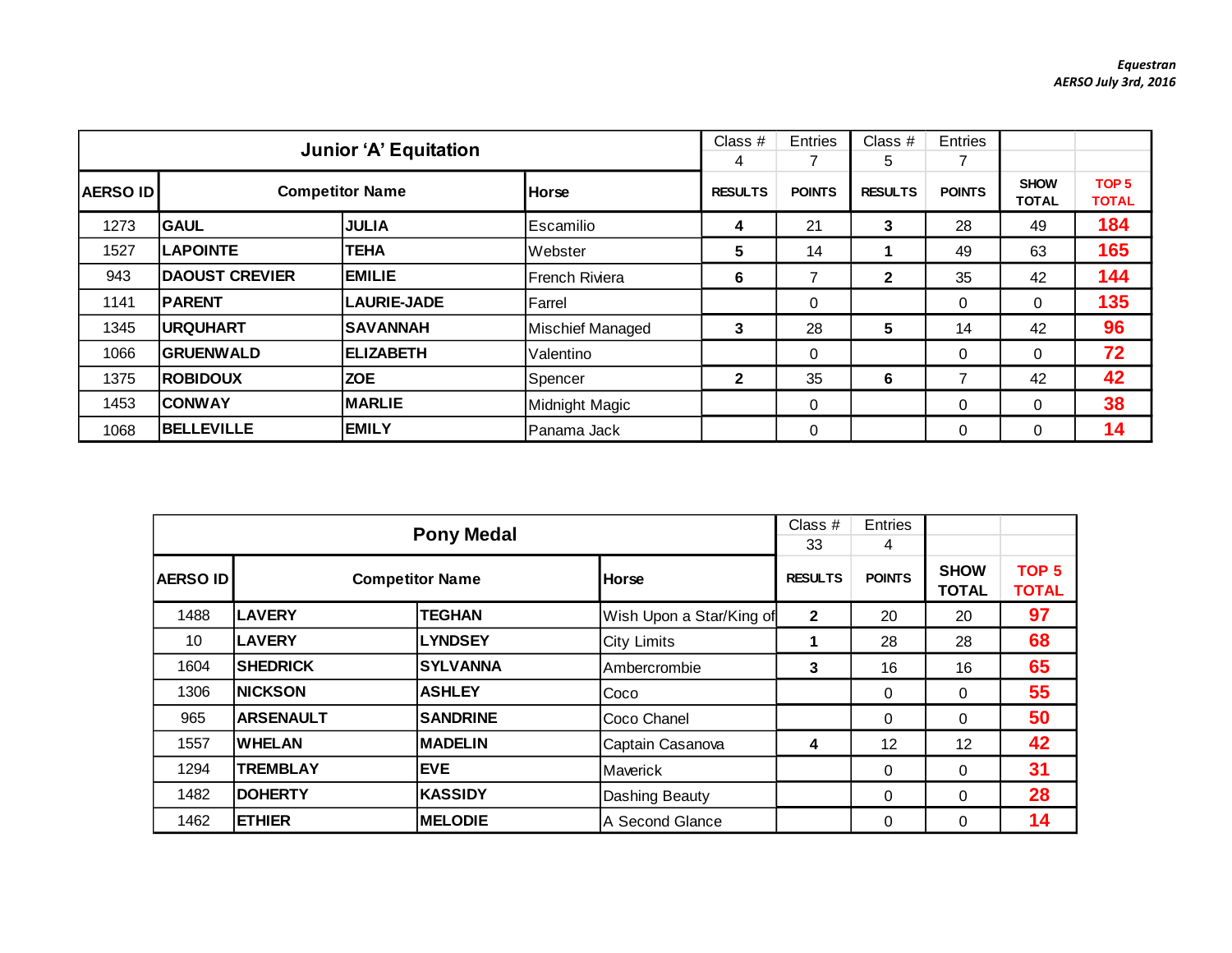*Equestran*
*AERSO July 3rd, 2016*

| Junior 'A' Equitation | | | | Class # 4 | Entries 7 | Class # 5 | Entries 7 | | |
|---|---|---|---|---|---|---|---|---|---|
| **AERSO ID** | **Competitor Name** | | **Horse** | **RESULTS** | **POINTS** | **RESULTS** | **POINTS** | **SHOW TOTAL** | **TOP 5 TOTAL** |
| 1273 | **GAUL** | **JULIA** | Escamilio | **4** | 21 | **3** | 28 | 49 | **184** |
| 1527 | **LAPOINTE** | **TEHA** | Webster | **5** | 14 | **1** | 49 | 63 | **165** |
| 943 | **DAOUST CREVIER** | **EMILIE** | French Riviera | **6** | 7 | **2** | 35 | 42 | **144** |
| 1141 | **PARENT** | **LAURIE-JADE** | Farrel | | 0 | | 0 | 0 | **135** |
| 1345 | **URQUHART** | **SAVANNAH** | Mischief Managed | **3** | 28 | **5** | 14 | 42 | **96** |
| 1066 | **GRUENWALD** | **ELIZABETH** | Valentino | | 0 | | 0 | 0 | **72** |
| 1375 | **ROBIDOUX** | **ZOE** | Spencer | **2** | 35 | **6** | 7 | 42 | **42** |
| 1453 | **CONWAY** | **MARLIE** | Midnight Magic | | 0 | | 0 | 0 | **38** |
| 1068 | **BELLEVILLE** | **EMILY** | Panama Jack | | 0 | | 0 | 0 | **14** |

| Pony Medal | | | | Class # 33 | Entries 4 | | |
|---|---|---|---|---|---|---|---|
| **AERSO ID** | **Competitor Name** | | **Horse** | **RESULTS** | **POINTS** | **SHOW TOTAL** | **TOP 5 TOTAL** |
| 1488 | **LAVERY** | **TEGHAN** | Wish Upon a Star/King of | **2** | 20 | 20 | **97** |
| 10 | **LAVERY** | **LYNDSEY** | City Limits | **1** | 28 | 28 | **68** |
| 1604 | **SHEDRICK** | **SYLVANNA** | Ambercrombie | **3** | 16 | 16 | **65** |
| 1306 | **NICKSON** | **ASHLEY** | Coco | | 0 | 0 | **55** |
| 965 | **ARSENAULT** | **SANDRINE** | Coco Chanel | | 0 | 0 | **50** |
| 1557 | **WHELAN** | **MADELIN** | Captain Casanova | **4** | 12 | 12 | **42** |
| 1294 | **TREMBLAY** | **EVE** | Maverick | | 0 | 0 | **31** |
| 1482 | **DOHERTY** | **KASSIDY** | Dashing Beauty | | 0 | 0 | **28** |
| 1462 | **ETHIER** | **MELODIE** | A Second Glance | | 0 | 0 | **14** |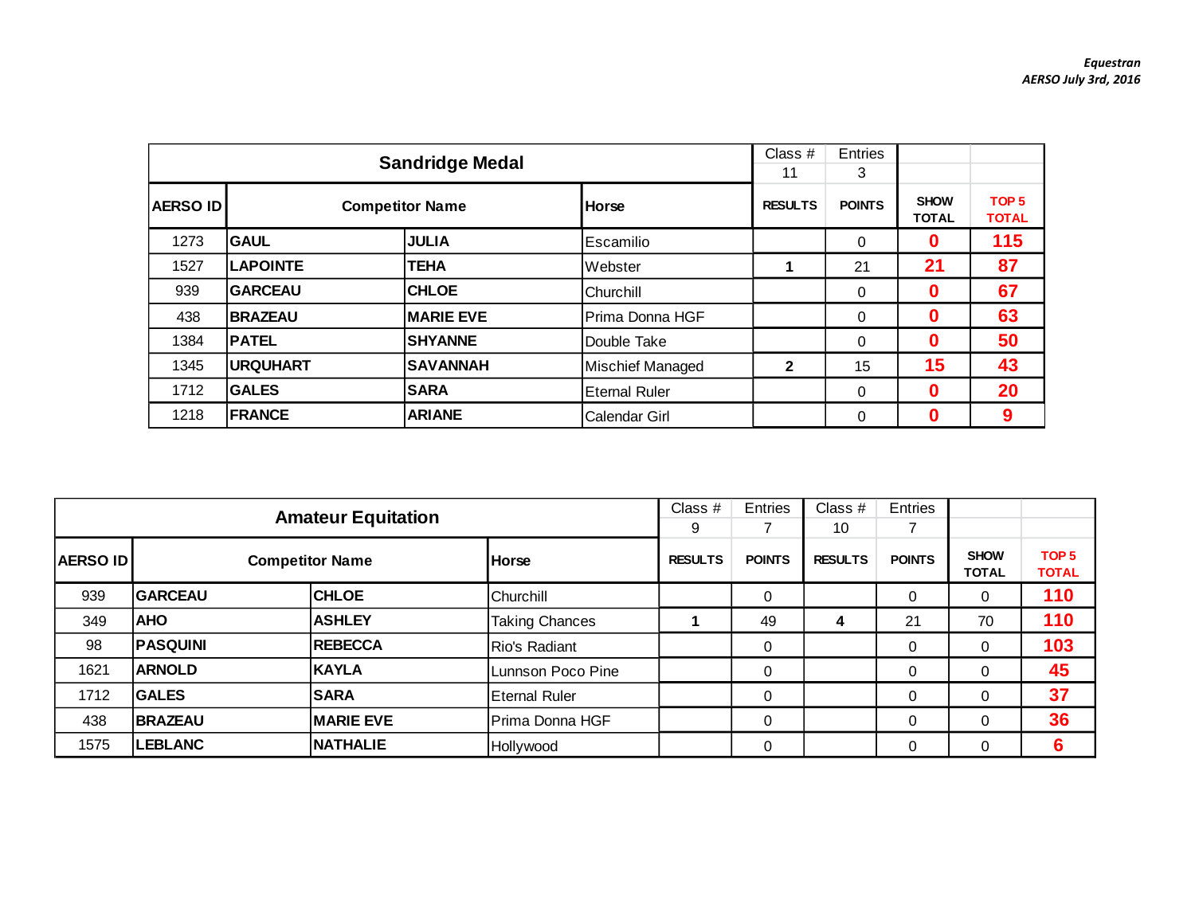*Equestran*
*AERSO July 3rd, 2016*

| Sandridge Medal | | | | Class # | Entries | | |
|---|---|---|---|---|---|---|---|
| | | | | 11 | 3 | | |
| AERSO ID | Competitor Name | | Horse | RESULTS | POINTS | SHOW TOTAL | TOP 5 TOTAL |
| 1273 | GAUL | JULIA | Escamilio | | 0 | 0 | 115 |
| 1527 | LAPOINTE | TEHA | Webster | 1 | 21 | 21 | 87 |
| 939 | GARCEAU | CHLOE | Churchill | | 0 | 0 | 67 |
| 438 | BRAZEAU | MARIE EVE | Prima Donna HGF | | 0 | 0 | 63 |
| 1384 | PATEL | SHYANNE | Double Take | | 0 | 0 | 50 |
| 1345 | URQUHART | SAVANNAH | Mischief Managed | 2 | 15 | 15 | 43 |
| 1712 | GALES | SARA | Eternal Ruler | | 0 | 0 | 20 |
| 1218 | FRANCE | ARIANE | Calendar Girl | | 0 | 0 | 9 |

| Amateur Equitation | | | | Class # | Entries | Class # | Entries | | |
|---|---|---|---|---|---|---|---|---|---|
| | | | | 9 | 7 | 10 | 7 | | |
| AERSO ID | Competitor Name | | Horse | RESULTS | POINTS | RESULTS | POINTS | SHOW TOTAL | TOP 5 TOTAL |
| 939 | GARCEAU | CHLOE | Churchill | | 0 | | 0 | 0 | 110 |
| 349 | AHO | ASHLEY | Taking Chances | 1 | 49 | 4 | 21 | 70 | 110 |
| 98 | PASQUINI | REBECCA | Rio's Radiant | | 0 | | 0 | 0 | 103 |
| 1621 | ARNOLD | KAYLA | Lunnson Poco Pine | | 0 | | 0 | 0 | 45 |
| 1712 | GALES | SARA | Eternal Ruler | | 0 | | 0 | 0 | 37 |
| 438 | BRAZEAU | MARIE EVE | Prima Donna HGF | | 0 | | 0 | 0 | 36 |
| 1575 | LEBLANC | NATHALIE | Hollywood | | 0 | | 0 | 0 | 6 |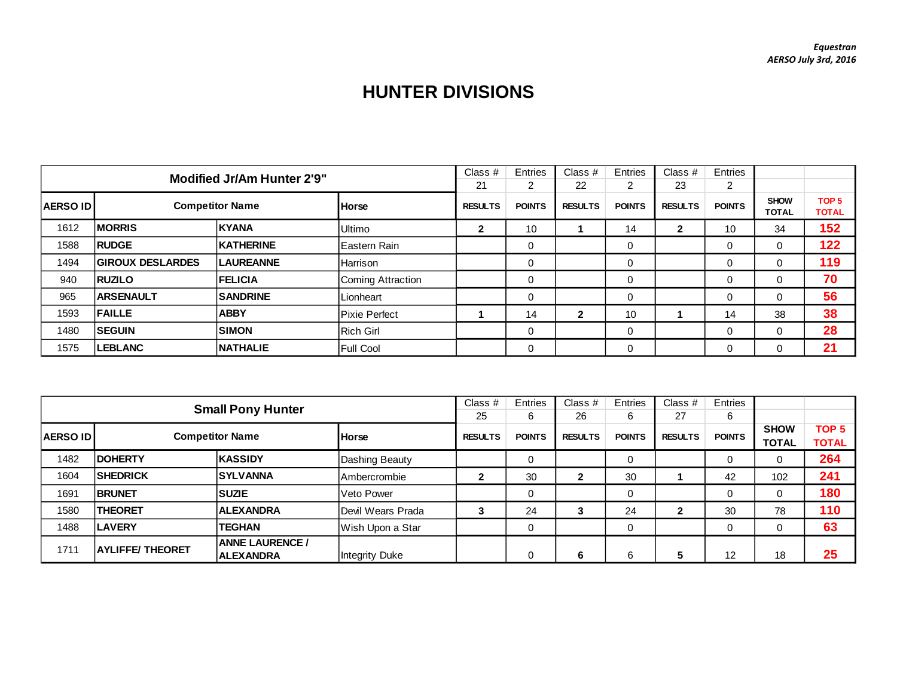*Equestran*
*AERSO July 3rd, 2016*

# HUNTER DIVISIONS

| Modified Jr/Am Hunter 2'9" | | | | Class # 21 | Entries 2 | Class # 22 | Entries 2 | Class # 23 | Entries 2 | | |
|---|---|---|---|---|---|---|---|---|---|---|---|
| AERSO ID | Competitor Name | | Horse | RESULTS | POINTS | RESULTS | POINTS | RESULTS | POINTS | SHOW TOTAL | TOP 5 TOTAL |
| 1612 | MORRIS | KYANA | Ultimo | 2 | 10 | 1 | 14 | 2 | 10 | 34 | 152 |
| 1588 | RUDGE | KATHERINE | Eastern Rain | | 0 | | 0 | | 0 | 0 | 122 |
| 1494 | GIROUX DESLARDES | LAUREANNE | Harrison | | 0 | | 0 | | 0 | 0 | 119 |
| 940 | RUZILO | FELICIA | Coming Attraction | | 0 | | 0 | | 0 | 0 | 70 |
| 965 | ARSENAULT | SANDRINE | Lionheart | | 0 | | 0 | | 0 | 0 | 56 |
| 1593 | FAILLE | ABBY | Pixie Perfect | 1 | 14 | 2 | 10 | 1 | 14 | 38 | 38 |
| 1480 | SEGUIN | SIMON | Rich Girl | | 0 | | 0 | | 0 | 0 | 28 |
| 1575 | LEBLANC | NATHALIE | Full Cool | | 0 | | 0 | | 0 | 0 | 21 |

| Small Pony Hunter | | | | Class # 25 | Entries 6 | Class # 26 | Entries 6 | Class # 27 | Entries 6 | | |
|---|---|---|---|---|---|---|---|---|---|---|---|
| AERSO ID | Competitor Name | | Horse | RESULTS | POINTS | RESULTS | POINTS | RESULTS | POINTS | SHOW TOTAL | TOP 5 TOTAL |
| 1482 | DOHERTY | KASSIDY | Dashing Beauty | | 0 | | 0 | | 0 | 0 | 264 |
| 1604 | SHEDRICK | SYLVANNA | Ambercrombie | 2 | 30 | 2 | 30 | 1 | 42 | 102 | 241 |
| 1691 | BRUNET | SUZIE | Veto Power | | 0 | | 0 | | 0 | 0 | 180 |
| 1580 | THEORET | ALEXANDRA | Devil Wears Prada | 3 | 24 | 3 | 24 | 2 | 30 | 78 | 110 |
| 1488 | LAVERY | TEGHAN | Wish Upon a Star | | 0 | | 0 | | 0 | 0 | 63 |
| 1711 | AYLIFFE/ THEORET | ANNE LAURENCE / ALEXANDRA | Integrity Duke | | 0 | 6 | 6 | 5 | 12 | 18 | 25 |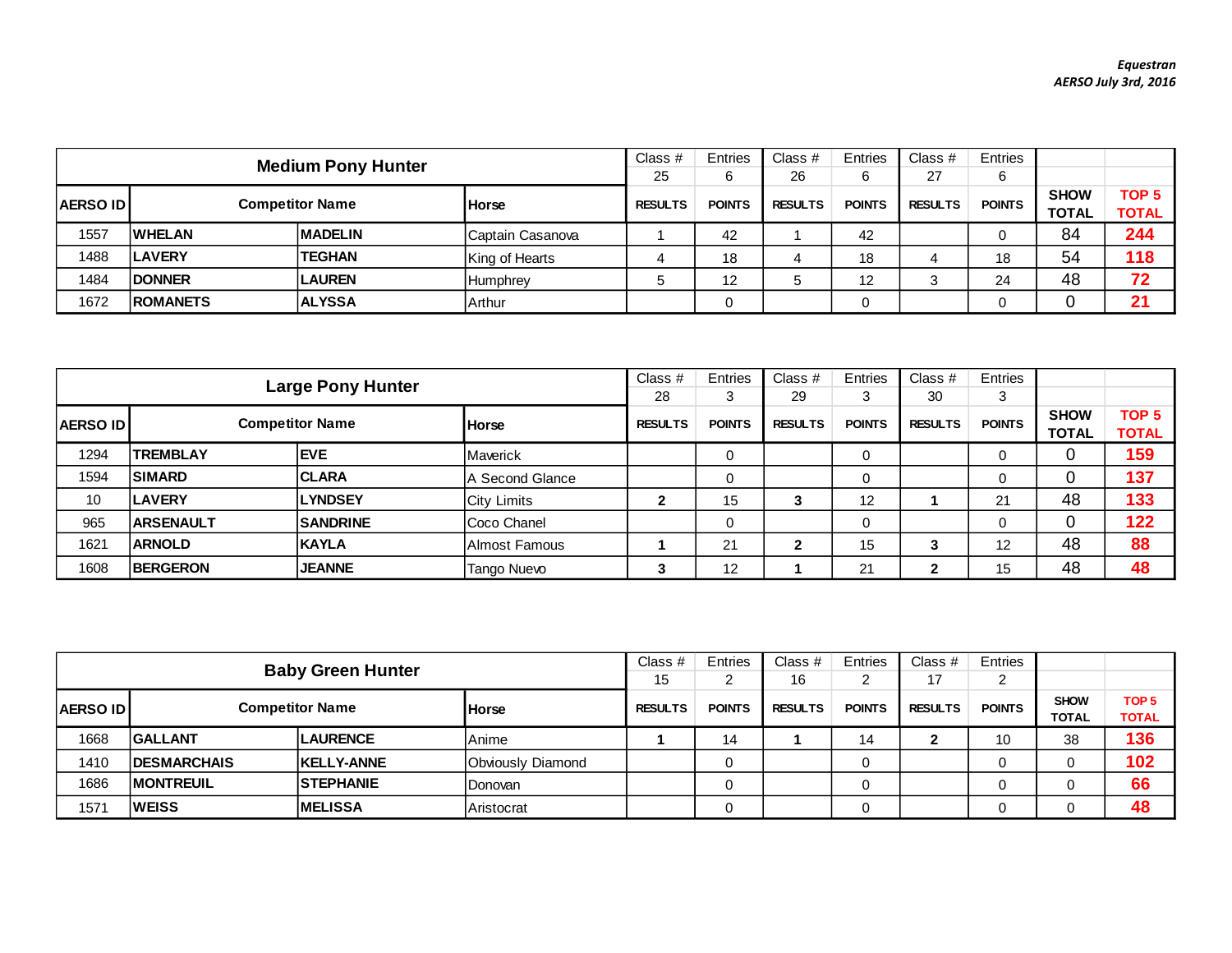*Equestran*
*AERSO July 3rd, 2016*

| Medium Pony Hunter | | | | Class # | Entries | Class # | Entries | Class # | Entries | | |
|---|---|---|---|---|---|---|---|---|---|---|---|
| | | | | 25 | 6 | 26 | 6 | 27 | 6 | | |
| **AERSO ID** | **Competitor Name** | | **Horse** | **RESULTS** | **POINTS** | **RESULTS** | **POINTS** | **RESULTS** | **POINTS** | **SHOW TOTAL** | **TOP 5 TOTAL** |
| 1557 | **WHELAN** | **MADELIN** | Captain Casanova | 1 | 42 | 1 | 42 | | 0 | 84 | **244** |
| 1488 | **LAVERY** | **TEGHAN** | King of Hearts | 4 | 18 | 4 | 18 | 4 | 18 | 54 | **118** |
| 1484 | **DONNER** | **LAUREN** | Humphrey | 5 | 12 | 5 | 12 | 3 | 24 | 48 | **72** |
| 1672 | **ROMANETS** | **ALYSSA** | Arthur | | 0 | | 0 | | 0 | 0 | **21** |

| Large Pony Hunter | | | | Class # | Entries | Class # | Entries | Class # | Entries | | |
|---|---|---|---|---|---|---|---|---|---|---|---|
| | | | | 28 | 3 | 29 | 3 | 30 | 3 | | |
| **AERSO ID** | **Competitor Name** | | **Horse** | **RESULTS** | **POINTS** | **RESULTS** | **POINTS** | **RESULTS** | **POINTS** | **SHOW TOTAL** | **TOP 5 TOTAL** |
| 1294 | **TREMBLAY** | **EVE** | Maverick | | 0 | | 0 | | 0 | 0 | **159** |
| 1594 | **SIMARD** | **CLARA** | A Second Glance | | 0 | | 0 | | 0 | 0 | **137** |
| 10 | **LAVERY** | **LYNDSEY** | City Limits | **2** | 15 | **3** | 12 | **1** | 21 | 48 | **133** |
| 965 | **ARSENAULT** | **SANDRINE** | Coco Chanel | | 0 | | 0 | | 0 | 0 | **122** |
| 1621 | **ARNOLD** | **KAYLA** | Almost Famous | **1** | 21 | **2** | 15 | **3** | 12 | 48 | **88** |
| 1608 | **BERGERON** | **JEANNE** | Tango Nuevo | **3** | 12 | **1** | 21 | **2** | 15 | 48 | **48** |

| Baby Green Hunter | | | | Class # | Entries | Class # | Entries | Class # | Entries | | |
|---|---|---|---|---|---|---|---|---|---|---|---|
| | | | | 15 | 2 | 16 | 2 | 17 | 2 | | |
| **AERSO ID** | **Competitor Name** | | **Horse** | **RESULTS** | **POINTS** | **RESULTS** | **POINTS** | **RESULTS** | **POINTS** | **SHOW TOTAL** | **TOP 5 TOTAL** |
| 1668 | **GALLANT** | **LAURENCE** | Anime | **1** | 14 | **1** | 14 | **2** | 10 | 38 | **136** |
| 1410 | **DESMARCHAIS** | **KELLY-ANNE** | Obviously Diamond | | 0 | | 0 | | 0 | 0 | **102** |
| 1686 | **MONTREUIL** | **STEPHANIE** | Donovan | | 0 | | 0 | | 0 | 0 | **66** |
| 1571 | **WEISS** | **MELISSA** | Aristocrat | | 0 | | 0 | | 0 | 0 | **48** |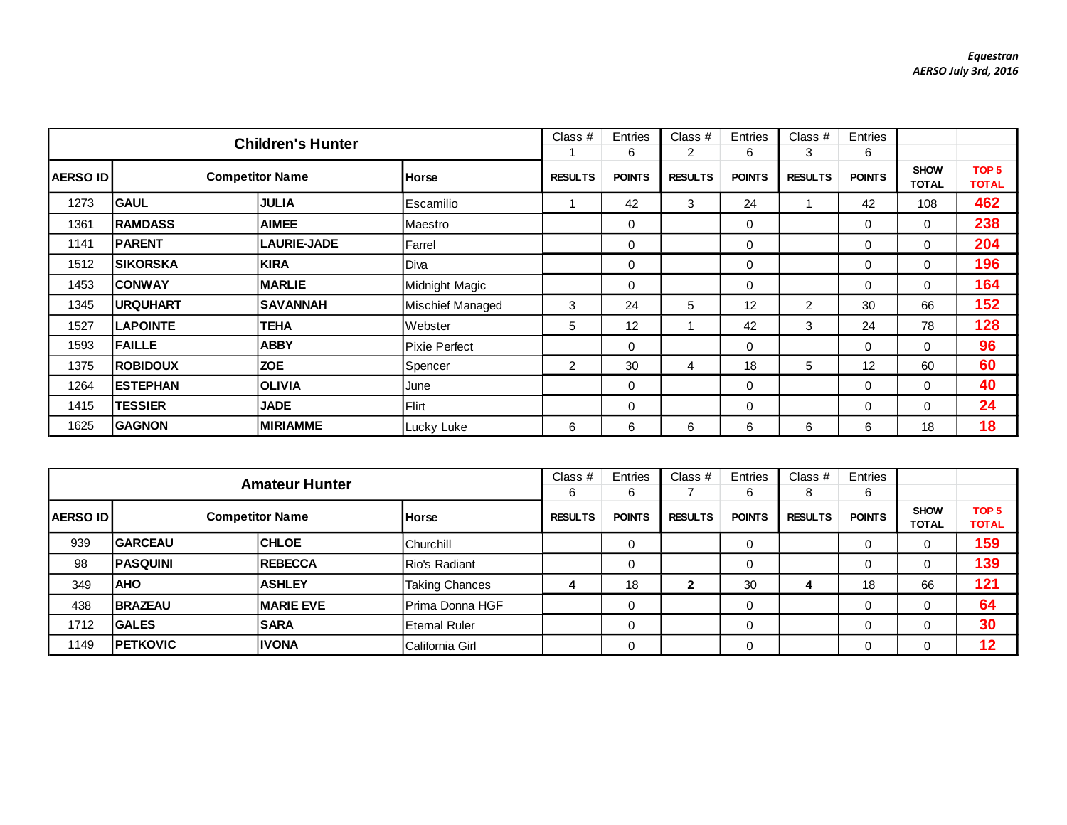*Equestran*
*AERSO July 3rd, 2016*

| Children's Hunter | | | | Class # 1 | Entries 6 | Class # 2 | Entries 6 | Class # 3 | Entries 6 | | |
|---|---|---|---|---|---|---|---|---|---|---|---|
| AERSO ID | Competitor Name | | Horse | RESULTS | POINTS | RESULTS | POINTS | RESULTS | POINTS | SHOW TOTAL | TOP 5 TOTAL |
| 1273 | GAUL | JULIA | Escamilio | 1 | 42 | 3 | 24 | 1 | 42 | 108 | 462 |
| 1361 | RAMDASS | AIMEE | Maestro | | 0 | | 0 | | 0 | 0 | 238 |
| 1141 | PARENT | LAURIE-JADE | Farrel | | 0 | | 0 | | 0 | 0 | 204 |
| 1512 | SIKORSKA | KIRA | Diva | | 0 | | 0 | | 0 | 0 | 196 |
| 1453 | CONWAY | MARLIE | Midnight Magic | | 0 | | 0 | | 0 | 0 | 164 |
| 1345 | URQUHART | SAVANNAH | Mischief Managed | 3 | 24 | 5 | 12 | 2 | 30 | 66 | 152 |
| 1527 | LAPOINTE | TEHA | Webster | 5 | 12 | 1 | 42 | 3 | 24 | 78 | 128 |
| 1593 | FAILLE | ABBY | Pixie Perfect | | 0 | | 0 | | 0 | 0 | 96 |
| 1375 | ROBIDOUX | ZOE | Spencer | 2 | 30 | 4 | 18 | 5 | 12 | 60 | 60 |
| 1264 | ESTEPHAN | OLIVIA | June | | 0 | | 0 | | 0 | 0 | 40 |
| 1415 | TESSIER | JADE | Flirt | | 0 | | 0 | | 0 | 0 | 24 |
| 1625 | GAGNON | MIRIAMME | Lucky Luke | 6 | 6 | 6 | 6 | 6 | 6 | 18 | 18 |

| Amateur Hunter | | | | Class # 6 | Entries 6 | Class # 7 | Entries 6 | Class # 8 | Entries 6 | | |
|---|---|---|---|---|---|---|---|---|---|---|---|
| AERSO ID | Competitor Name | | Horse | RESULTS | POINTS | RESULTS | POINTS | RESULTS | POINTS | SHOW TOTAL | TOP 5 TOTAL |
| 939 | GARCEAU | CHLOE | Churchill | | 0 | | 0 | | 0 | 0 | 159 |
| 98 | PASQUINI | REBECCA | Rio's Radiant | | 0 | | 0 | | 0 | 0 | 139 |
| 349 | AHO | ASHLEY | Taking Chances | 4 | 18 | 2 | 30 | 4 | 18 | 66 | 121 |
| 438 | BRAZEAU | MARIE EVE | Prima Donna HGF | | 0 | | 0 | | 0 | 0 | 64 |
| 1712 | GALES | SARA | Eternal Ruler | | 0 | | 0 | | 0 | 0 | 30 |
| 1149 | PETKOVIC | IVONA | California Girl | | 0 | | 0 | | 0 | 0 | 12 |